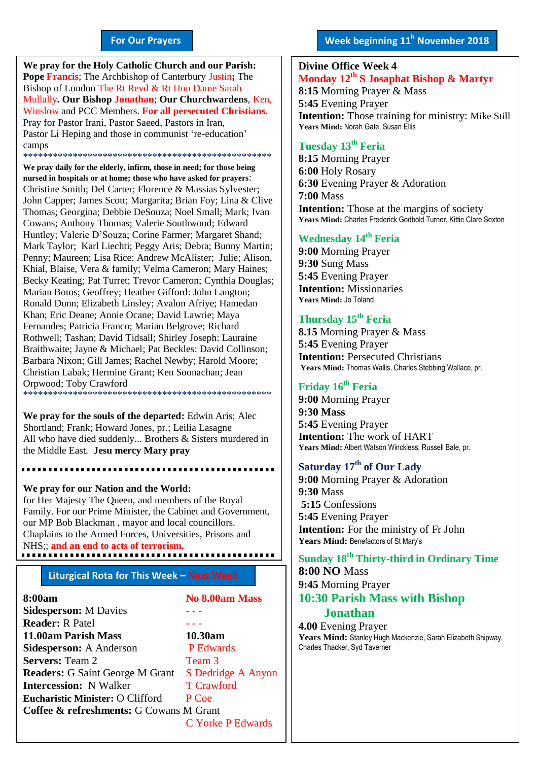## For Our Prayers

**We pray for the Holy Catholic Church and our Parish:** **Pope** **Francis**; The Archbishop of Canterbury Justin**;** The Bishop of London The Rt Revd & Rt Hon Dame Sarah Mullally**. Our Bishop** **Jonathan**; **Our Churchwardens**, Ken, Winslow and PCC Members. **For all persecuted Christians.** Pray for Pastor Irani, Pastor Saeed, Pastors in Iran, Pastor Li Heping and those in communist 're-education' camps

\*\*\*\*\*\*\*\*\*\*\*\*\*\*\*\*\*\*\*\*\*\*\*\*\*\*\*\*\*\*\*\*\*\*\*\*\*\*\*\*\*\*\*\*\*\*\*\*\*\*\*\*\*

**We pray daily for the elderly, infirm, those in need; for those being nursed in hospitals or at home; those who have asked for prayers**: Christine Smith; Del Carter; Florence & Massias Sylvester; John Capper; James Scott; Margarita; Brian Foy; Lina & Clive Thomas; Georgina; Debbie DeSouza; Noel Small; Mark; Ivan Cowans; Anthony Thomas; Valerie Southwood; Edward Huntley; Valerie D'Souza; Corine Farmer; Margaret Shand; Mark Taylor; Karl Liechti; Peggy Aris; Debra; Bunny Martin; Penny; Maureen; Lisa Rice: Andrew McAlister; Julie; Alison, Khial, Blaise, Vera & family; Velma Cameron; Mary Haines; Becky Keating; Pat Turret; Trevor Cameron; Cynthia Douglas; Marian Botos; Geoffrey; Heather Gifford: John Langton; Ronald Dunn; Elizabeth Linsley; Avalon Afriye; Hamedan Khan; Eric Deane; Annie Ocane; David Lawrie; Maya Fernandes; Patricia Franco; Marian Belgrove; Richard Rothwell; Tashan; David Tidsall; Shirley Joseph: Lauraine Braithwaite; Jayne & Michael; Pat Beckles: David Collinson; Barbara Nixon; Gill James; Rachel Newby; Harold Moore; Christian Labak; Hermine Grant; Ken Soonachan; Jean Orpwood; Toby Crawford

\*\*\*\*\*\*\*\*\*\*\*\*\*\*\*\*\*\*\*\*\*\*\*\*\*\*\*\*\*\*\*\*\*\*\*\*\*\*\*\*\*\*\*\*\*\*\*\*\*\*\*\*\*

**We pray for the souls of the departed:** Edwin Aris; Alec Shortland; Frank; Howard Jones, pr.; Leilia Lasagne
All who have died suddenly... Brothers & Sisters murdered in the Middle East. **Jesu mercy Mary pray**

**We pray for our Nation and the World:**
for Her Majesty The Queen, and members of the Royal Family. For our Prime Minister, the Cabinet and Government, our MP Bob Blackman , mayor and local councillors. Chaplains to the Armed Forces, Universities, Prisons and NHS;; **and an end to acts of terrorism.**

## Liturgical Rota for This Week – Next Week

| | This Week | Next Week |
|---|---|---|
| **8:00am** | | **No 8.00am Mass** |
| **Sidesperson:** | M Davies | - - - |
| **Reader:** | R Patel | - - - |
| **11.00am Parish Mass** | | **10.30am** |
| **Sidesperson:** | A Anderson | P Edwards |
| **Servers:** | Team 2 | Team 3 |
| **Readers:** | G Saint George M Grant | S Dedridge A Anyon |
| **Intercession:** | N Walker | T Crawford |
| **Eucharistic Minister:** | O Clifford | P Coe |
| **Coffee & refreshments:** | G Cowans M Grant | C Yorke P Edwards |

## Week beginning 11th November 2018

**Divine Office Week 4**

### Monday 12th S Josaphat Bishop & Martyr
**8:15** Morning Prayer & Mass
**5:45** Evening Prayer
**Intention:** Those training for ministry: Mike Still
**Years Mind:** Norah Gate, Susan Ellis

### Tuesday 13th Feria
**8:15** Morning Prayer
**6:00** Holy Rosary
**6:30** Evening Prayer & Adoration
**7:00** Mass
**Intention:** Those at the margins of society
**Years Mind:** Charles Frederick Godbold Turner, Kittie Clare Sexton

### Wednesday 14th Feria
**9:00** Morning Prayer
**9:30** Sung Mass
**5:45** Evening Prayer
**Intention:** Missionaries
**Years Mind:** Jo Toland

### Thursday 15th Feria
**8.15** Morning Prayer & Mass
**5:45** Evening Prayer
**Intention:** Persecuted Christians
**Years Mind:** Thomas Wallis, Charles Stebbing Wallace, pr.

### Friday 16th Feria
**9:00** Morning Prayer
**9:30 Mass**
**5:45** Evening Prayer
**Intention:** The work of HART
**Years Mind:** Albert Watson Winckless, Russell Bale, pr.

### Saturday 17th of Our Lady
**9:00** Morning Prayer & Adoration
**9:30** Mass
**5:15** Confessions
**5:45** Evening Prayer
**Intention:** For the ministry of Fr John
**Years Mind:** Benefactors of St Mary's

### Sunday 18th Thirty-third in Ordinary Time
**8:00 NO** Mass
**9:45** Morning Prayer
**10:30 Parish Mass with Bishop Jonathan**
**4.00** Evening Prayer
**Years Mind:** Stanley Hugh Mackenzie, Sarah Elizabeth Shipway, Charles Thacker, Syd Taverner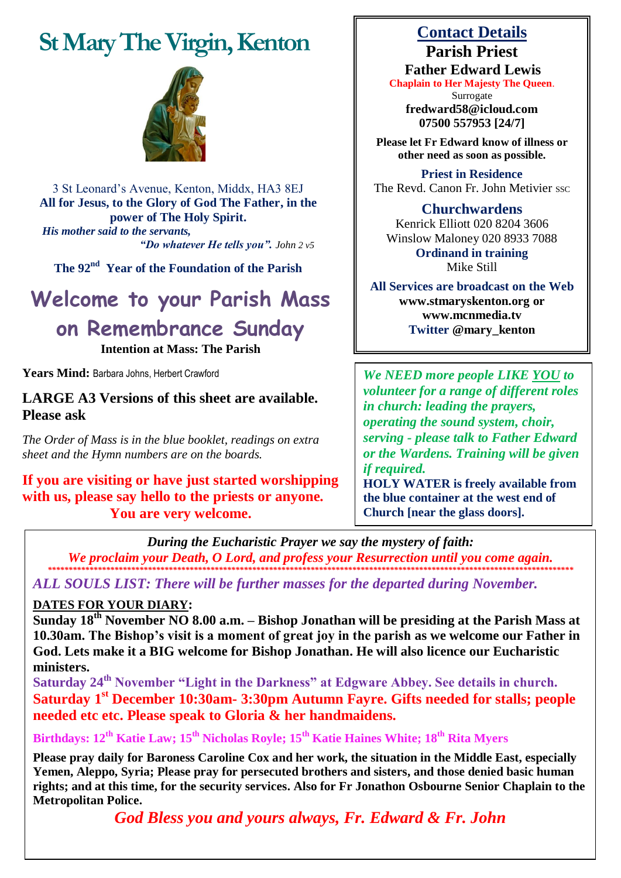# St Mary The Virgin, Kenton

3 St Leonard's Avenue, Kenton, Middx, HA3 8EJ

**All for Jesus, to the Glory of God The Father, in the power of The Holy Spirit.**

***His mother said to the servants, "Do whatever He tells you".*** *John 2 v5*

**The 92nd Year of the Foundation of the Parish**

## Welcome to your Parish Mass on Remembrance Sunday

**Intention at Mass: The Parish**

**Years Mind:** Barbara Johns, Herbert Crawford

**LARGE A3 Versions of this sheet are available. Please ask**

*The Order of Mass is in the blue booklet, readings on extra sheet and the Hymn numbers are on the boards.*

**If you are visiting or have just started worshipping with us, please say hello to the priests or anyone. You are very welcome.**

## Contact Details

**Parish Priest**

**Father Edward Lewis**

**Chaplain to Her Majesty The Queen.**

Surrogate

**fredward58@icloud.com**

**07500 557953 [24/7]**

**Please let Fr Edward know of illness or other need as soon as possible.**

**Priest in Residence**

The Revd. Canon Fr. John Metivier SSC

**Churchwardens**

Kenrick Elliott 020 8204 3606

Winslow Maloney 020 8933 7088

**Ordinand in training**

Mike Still

**All Services are broadcast on the Web**

**www.stmaryskenton.org or**

**www.mcnmedia.tv**

**Twitter @mary_kenton**

***We NEED more people LIKE YOU to volunteer for a range of different roles in church: leading the prayers, operating the sound system, choir, serving - please talk to Father Edward or the Wardens. Training will be given if required.***

**HOLY WATER is freely available from the blue container at the west end of Church [near the glass doors].**

***During the Eucharistic Prayer we say the mystery of faith:***

***We proclaim your Death, O Lord, and profess your Resurrection until you come again.***

*ALL SOULS LIST: There will be further masses for the departed during November.*

**DATES FOR YOUR DIARY:**

**Sunday 18th November NO 8.00 a.m. – Bishop Jonathan will be presiding at the Parish Mass at 10.30am. The Bishop's visit is a moment of great joy in the parish as we welcome our Father in God. Lets make it a BIG welcome for Bishop Jonathan. He will also licence our Eucharistic ministers.**

**Saturday 24th November "Light in the Darkness" at Edgware Abbey. See details in church.**

**Saturday 1st December 10:30am- 3:30pm Autumn Fayre. Gifts needed for stalls; people needed etc etc. Please speak to Gloria & her handmaidens.**

**Birthdays: 12th Katie Law; 15th Nicholas Royle; 15th Katie Haines White; 18th Rita Myers**

**Please pray daily for Baroness Caroline Cox and her work, the situation in the Middle East, especially Yemen, Aleppo, Syria; Please pray for persecuted brothers and sisters, and those denied basic human rights; and at this time, for the security services. Also for Fr Jonathon Osbourne Senior Chaplain to the Metropolitan Police.**

***God Bless you and yours always, Fr. Edward & Fr. John***